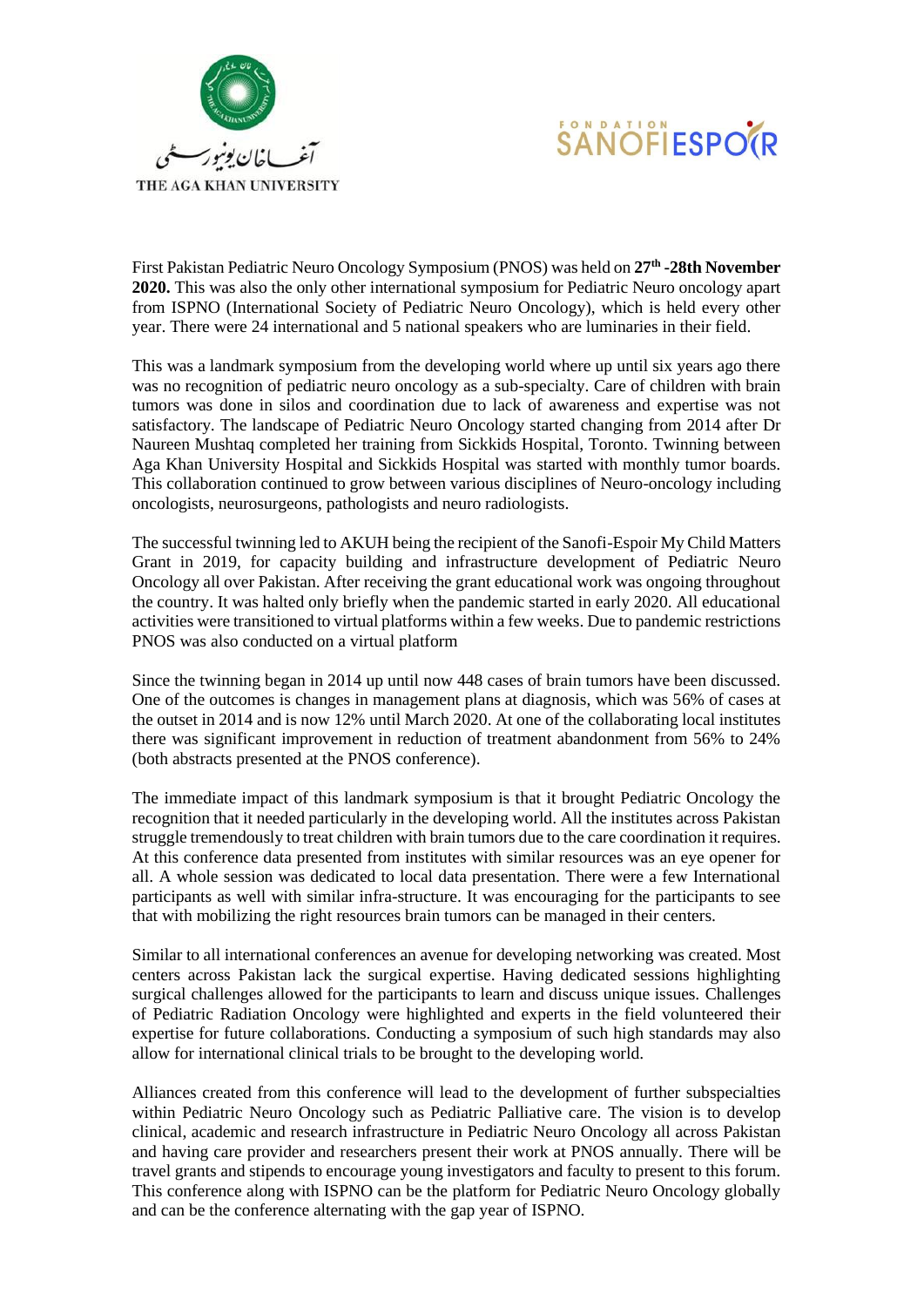First Pakistan Pediatric Neuro Oncology Symposium (PNOS) was held on **27th -28th November 2020.** This was also the only other international symposium for Pediatric Neuro oncology apart from ISPNO (International Society of Pediatric Neuro Oncology), which is held every other year. There were 24 international and 5 national speakers who are luminaries in their field.

This was a landmark symposium from the developing world where up until six years ago there was no recognition of pediatric neuro oncology as a sub-specialty. Care of children with brain tumors was done in silos and coordination due to lack of awareness and expertise was not satisfactory. The landscape of Pediatric Neuro Oncology started changing from 2014 after Dr Naureen Mushtaq completed her training from Sickkids Hospital, Toronto. Twinning between Aga Khan University Hospital and Sickkids Hospital was started with monthly tumor boards. This collaboration continued to grow between various disciplines of Neuro-oncology including oncologists, neurosurgeons, pathologists and neuro radiologists.

The successful twinning led to AKUH being the recipient of the Sanofi-Espoir My Child Matters Grant in 2019, for capacity building and infrastructure development of Pediatric Neuro Oncology all over Pakistan. After receiving the grant educational work was ongoing throughout the country. It was halted only briefly when the pandemic started in early 2020. All educational activities were transitioned to virtual platforms within a few weeks. Due to pandemic restrictions PNOS was also conducted on a virtual platform

Since the twinning began in 2014 up until now 448 cases of brain tumors have been discussed. One of the outcomes is changes in management plans at diagnosis, which was 56% of cases at the outset in 2014 and is now 12% until March 2020. At one of the collaborating local institutes there was significant improvement in reduction of treatment abandonment from 56% to 24% (both abstracts presented at the PNOS conference).

The immediate impact of this landmark symposium is that it brought Pediatric Oncology the recognition that it needed particularly in the developing world. All the institutes across Pakistan struggle tremendously to treat children with brain tumors due to the care coordination it requires. At this conference data presented from institutes with similar resources was an eye opener for all. A whole session was dedicated to local data presentation. There were a few International participants as well with similar infra-structure. It was encouraging for the participants to see that with mobilizing the right resources brain tumors can be managed in their centers.

Similar to all international conferences an avenue for developing networking was created. Most centers across Pakistan lack the surgical expertise. Having dedicated sessions highlighting surgical challenges allowed for the participants to learn and discuss unique issues. Challenges of Pediatric Radiation Oncology were highlighted and experts in the field volunteered their expertise for future collaborations. Conducting a symposium of such high standards may also allow for international clinical trials to be brought to the developing world.

Alliances created from this conference will lead to the development of further subspecialties within Pediatric Neuro Oncology such as Pediatric Palliative care. The vision is to develop clinical, academic and research infrastructure in Pediatric Neuro Oncology all across Pakistan and having care provider and researchers present their work at PNOS annually. There will be travel grants and stipends to encourage young investigators and faculty to present to this forum. This conference along with ISPNO can be the platform for Pediatric Neuro Oncology globally and can be the conference alternating with the gap year of ISPNO.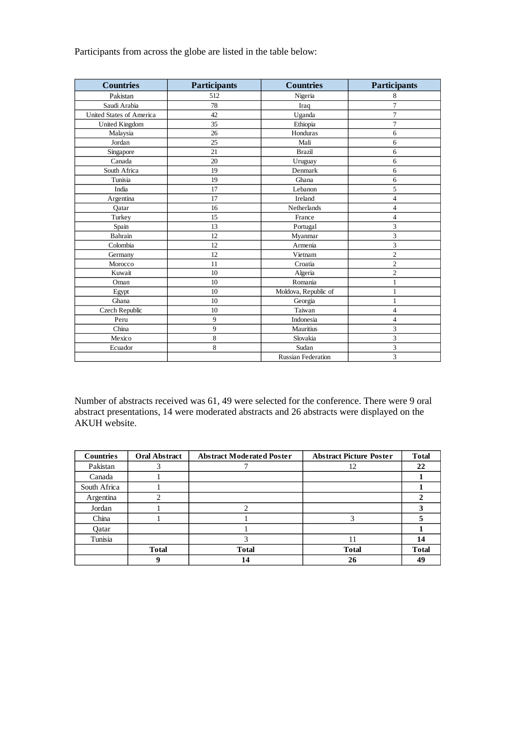Participants from across the globe are listed in the table below:

| Countries | Participants | Countries | Participants |
|---|---|---|---|
| Pakistan | 512 | Nigeria | 8 |
| Saudi Arabia | 78 | Iraq | 7 |
| United States of America | 42 | Uganda | 7 |
| United Kingdom | 35 | Ethiopia | 7 |
| Malaysia | 26 | Honduras | 6 |
| Jordan | 25 | Mali | 6 |
| Singapore | 21 | Brazil | 6 |
| Canada | 20 | Uruguay | 6 |
| South Africa | 19 | Denmark | 6 |
| Tunisia | 19 | Ghana | 6 |
| India | 17 | Lebanon | 5 |
| Argentina | 17 | Ireland | 4 |
| Qatar | 16 | Netherlands | 4 |
| Turkey | 15 | France | 4 |
| Spain | 13 | Portugal | 3 |
| Bahrain | 12 | Myanmar | 3 |
| Colombia | 12 | Armenia | 3 |
| Germany | 12 | Vietnam | 2 |
| Morocco | 11 | Croatia | 2 |
| Kuwait | 10 | Algeria | 2 |
| Oman | 10 | Romania | 1 |
| Egypt | 10 | Moldova, Republic of | 1 |
| Ghana | 10 | Georgia | 1 |
| Czech Republic | 10 | Taiwan | 4 |
| Peru | 9 | Indonesia | 4 |
| China | 9 | Mauritius | 3 |
| Mexico | 8 | Slovakia | 3 |
| Ecuador | 8 | Sudan | 3 |
| | | Russian Federation | 3 |

Number of abstracts received was 61, 49 were selected for the conference. There were 9 oral abstract presentations, 14 were moderated abstracts and 26 abstracts were displayed on the AKUH website.

| Countries | Oral Abstract | Abstract Moderated Poster | Abstract Picture Poster | Total |
|---|---|---|---|---|
| Pakistan | 3 | 7 | 12 | **22** |
| Canada | 1 | | | **1** |
| South Africa | 1 | | | **1** |
| Argentina | 2 | | | **2** |
| Jordan | 1 | 2 | | **3** |
| China | 1 | 1 | 3 | **5** |
| Qatar | | 1 | | **1** |
| Tunisia | | 3 | 11 | **14** |
| | **Total** | **Total** | **Total** | **Total** |
| | **9** | **14** | **26** | **49** |